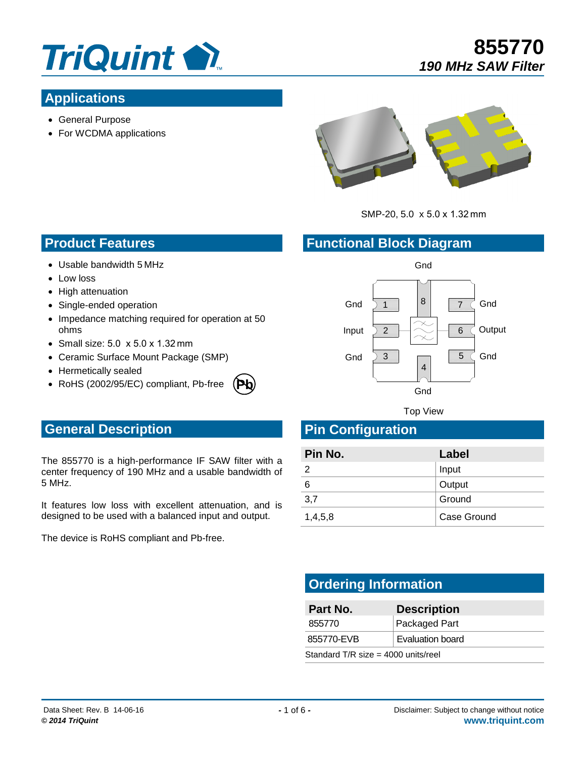# 855770

*190 MHz SAW Filter*

## Applications

- General Purpose
- For WCDMA applications

SMP-20, 5.0 x 5.0 x 1.32 mm

## Product Features

- Usable bandwidth 5 MHz
- Low loss
- High attenuation
- Single-ended operation
- Impedance matching required for operation at 50 ohms
- Small size: 5.0 x 5.0 x 1.32 mm
- Ceramic Surface Mount Package (SMP)
- Hermetically sealed
- RoHS (2002/95/EC) compliant, Pb-free

## Functional Block Diagram

Gnd

Gnd 1 | 8 | 7 Gnd

Input 2 | | 6 Output

Gnd 3 | 4 | 5 Gnd

Gnd

Top View

## General Description

The 855770 is a high-performance IF SAW filter with a center frequency of 190 MHz and a usable bandwidth of 5 MHz.

It features low loss with excellent attenuation, and is designed to be used with a balanced input and output.

The device is RoHS compliant and Pb-free.

## Pin Configuration

| Pin No. | Label |
|---|---|
| 2 | Input |
| 6 | Output |
| 3,7 | Ground |
| 1,4,5,8 | Case Ground |

## Ordering Information

| Part No. | Description |
|---|---|
| 855770 | Packaged Part |
| 855770-EVB | Evaluation board |

Standard T/R size = 4000 units/reel

Data Sheet: Rev. B 14-06-16

*© 2014 TriQuint*

Disclaimer: Subject to change without notice

www.triquint.com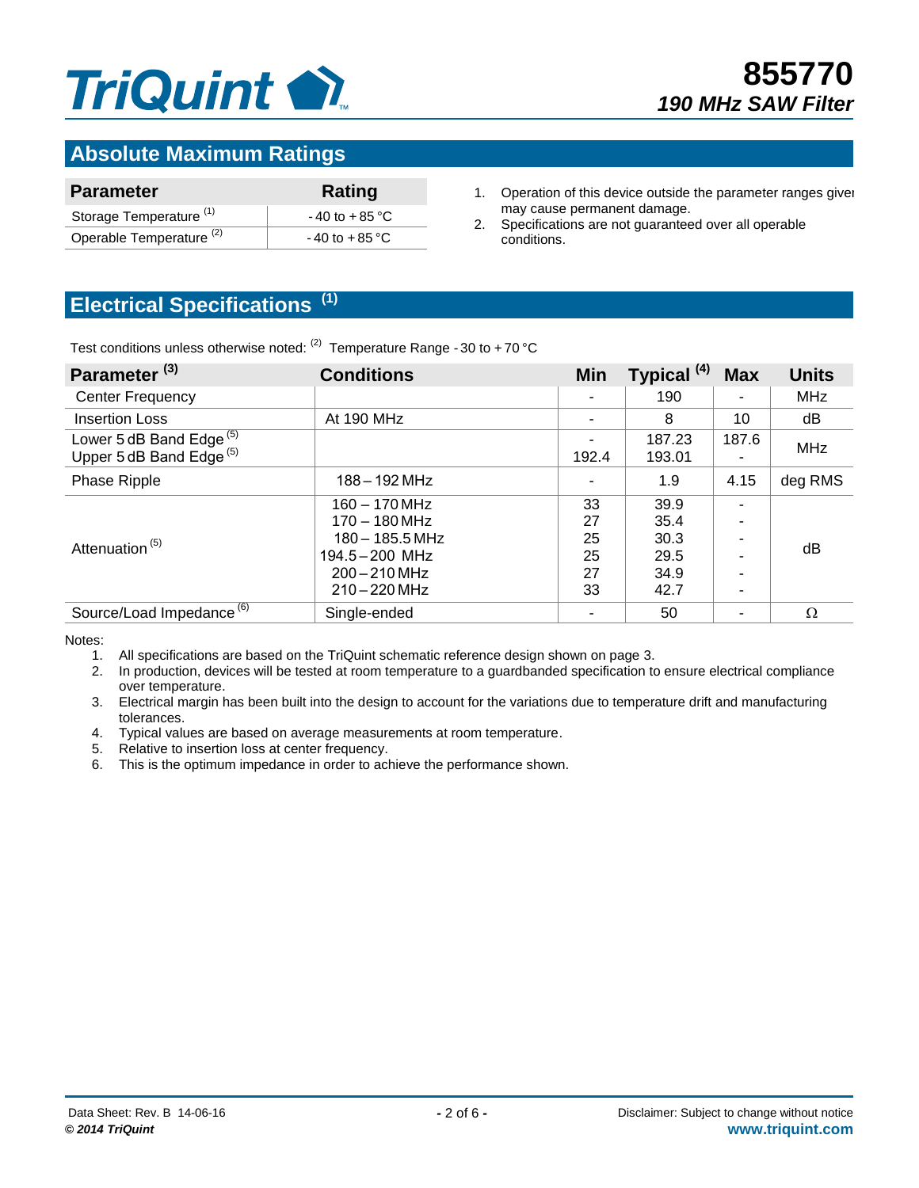## Absolute Maximum Ratings

| Parameter | Rating |
|---|---|
| Storage Temperature [1] | - 40 to + 85 °C |
| Operable Temperature [2] | - 40 to + 85 °C |

1. Operation of this device outside the parameter ranges given may cause permanent damage.
2. Specifications are not guaranteed over all operable conditions.

## Electrical Specifications [1]

Test conditions unless otherwise noted: [2] Temperature Range - 30 to + 70 °C

| Parameter [3] | Conditions | Min | Typical [4] | Max | Units |
|---|---|---|---|---|---|
| Center Frequency | | - | 190 | - | MHz |
| Insertion Loss | At 190 MHz | - | 8 | 10 | dB |
| Lower 5 dB Band Edge [5] | | - | 187.23 | 187.6 | MHz |
| Upper 5 dB Band Edge [5] | | 192.4 | 193.01 | - | MHz |
| Phase Ripple | 188 – 192 MHz | - | 1.9 | 4.15 | deg RMS |
| Attenuation [5] | 160 – 170 MHz | 33 | 39.9 | - | dB |
| | 170 – 180 MHz | 27 | 35.4 | - | dB |
| | 180 – 185.5 MHz | 25 | 30.3 | - | dB |
| | 194.5 – 200 MHz | 25 | 29.5 | - | dB |
| | 200 – 210 MHz | 27 | 34.9 | - | dB |
| | 210 – 220 MHz | 33 | 42.7 | - | dB |
| Source/Load Impedance [6] | Single-ended | - | 50 | - | Ω |

Notes:

1. All specifications are based on the TriQuint schematic reference design shown on page 3.
2. In production, devices will be tested at room temperature to a guardbanded specification to ensure electrical compliance over temperature.
3. Electrical margin has been built into the design to account for the variations due to temperature drift and manufacturing tolerances.
4. Typical values are based on average measurements at room temperature.
5. Relative to insertion loss at center frequency.
6. This is the optimum impedance in order to achieve the performance shown.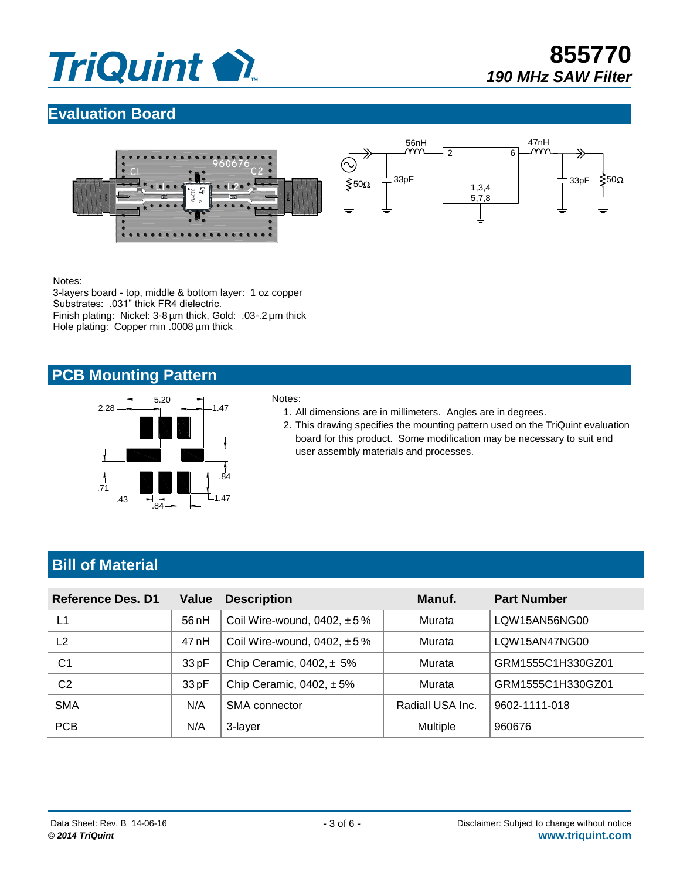## Evaluation Board

Notes:
3-layers board - top, middle & bottom layer: 1 oz copper
Substrates: .031" thick FR4 dielectric.
Finish plating: Nickel: 3-8 µm thick, Gold: .03-.2 µm thick
Hole plating: Copper min .0008 µm thick

## PCB Mounting Pattern

Notes:

1. All dimensions are in millimeters. Angles are in degrees.
2. This drawing specifies the mounting pattern used on the TriQuint evaluation board for this product. Some modification may be necessary to suit end user assembly materials and processes.

## Bill of Material

| Reference Des. D1 | Value | Description | Manuf. | Part Number |
|---|---|---|---|---|
| L1 | 56 nH | Coil Wire-wound, 0402, ± 5 % | Murata | LQW15AN56NG00 |
| L2 | 47 nH | Coil Wire-wound, 0402, ± 5 % | Murata | LQW15AN47NG00 |
| C1 | 33 pF | Chip Ceramic, 0402, ± 5% | Murata | GRM1555C1H330GZ01 |
| C2 | 33 pF | Chip Ceramic, 0402, ± 5% | Murata | GRM1555C1H330GZ01 |
| SMA | N/A | SMA connector | Radiall USA Inc. | 9602-1111-018 |
| PCB | N/A | 3-layer | Multiple | 960676 |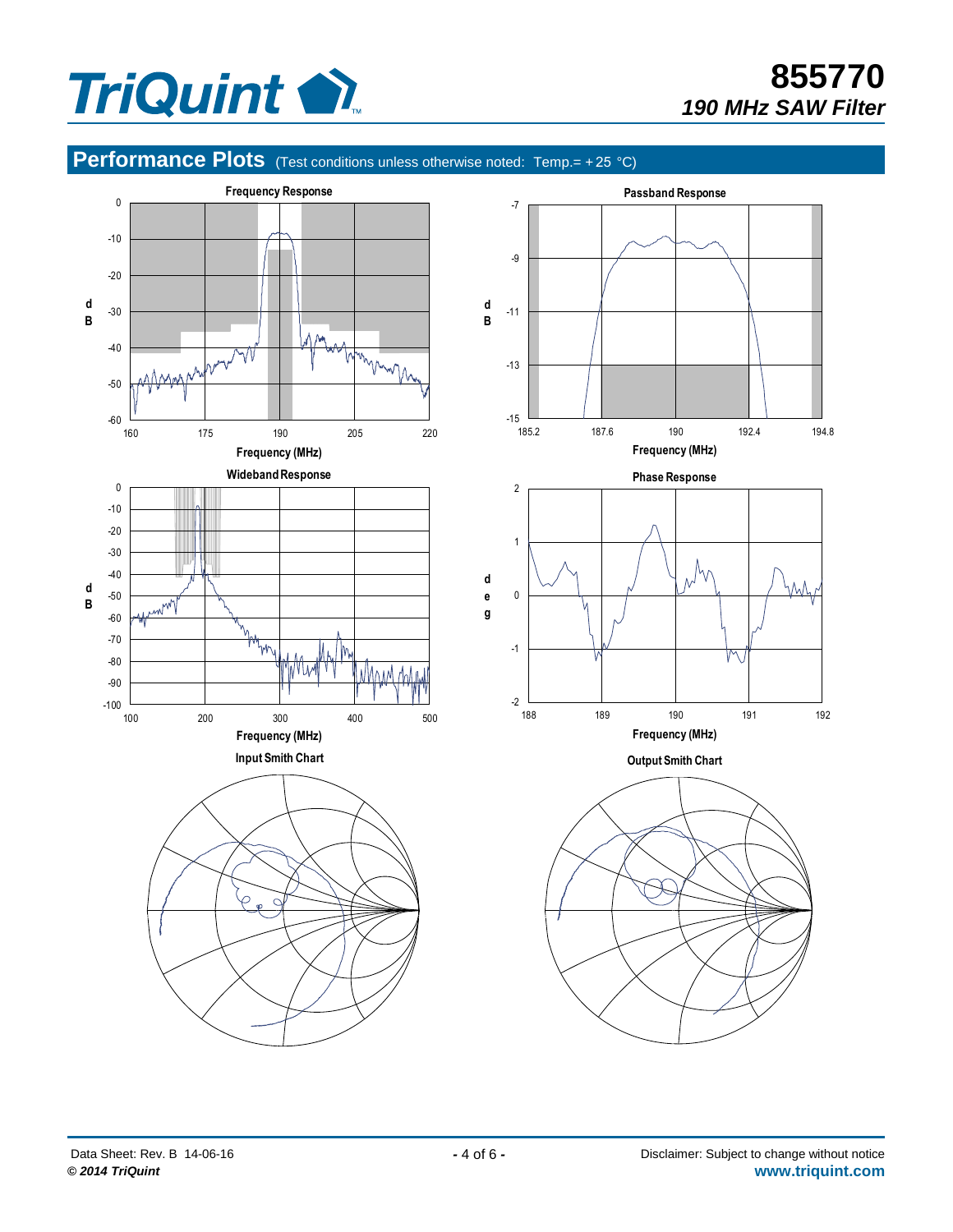## Performance Plots (Test conditions unless otherwise noted: Temp.= +25 °C)

Frequency Response

Passband Response

Wideband Response

Phase Response

Input Smith Chart

Output Smith Chart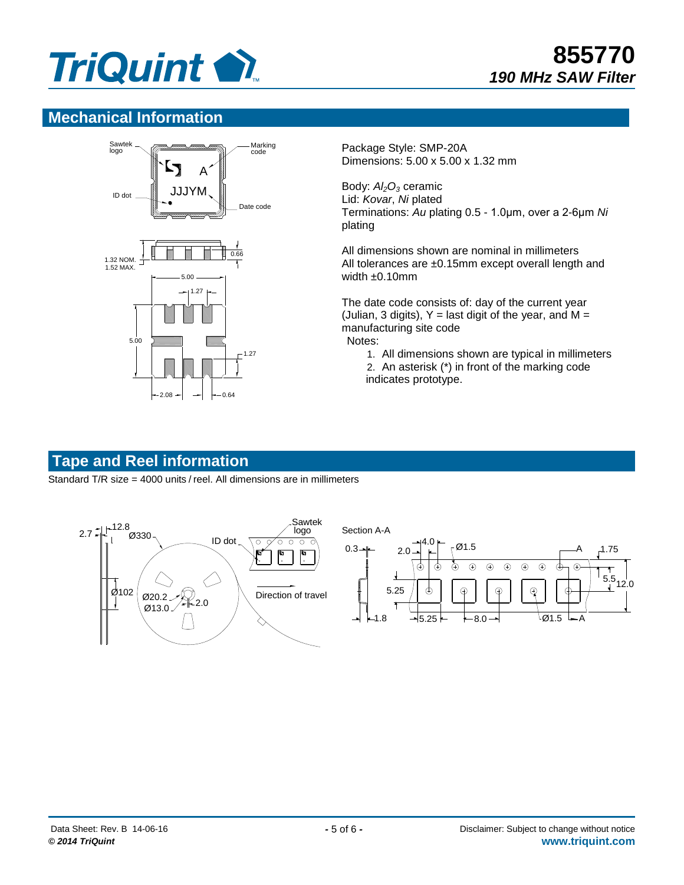## Mechanical Information

Package Style: SMP-20A
Dimensions: 5.00 x 5.00 x 1.32 mm

Body: *$Al_2O_3$* ceramic
Lid: *Kovar*, *Ni* plated
Terminations: *Au* plating 0.5 - 1.0µm, over a 2-6µm *Ni* plating

All dimensions shown are nominal in millimeters
All tolerances are ±0.15mm except overall length and width ±0.10mm

The date code consists of: day of the current year (Julian, 3 digits), Y = last digit of the year, and M = manufacturing site code

Notes:

1. All dimensions shown are typical in millimeters
2. An asterisk (*) in front of the marking code indicates prototype.

## Tape and Reel information

Standard T/R size = 4000 units / reel. All dimensions are in millimeters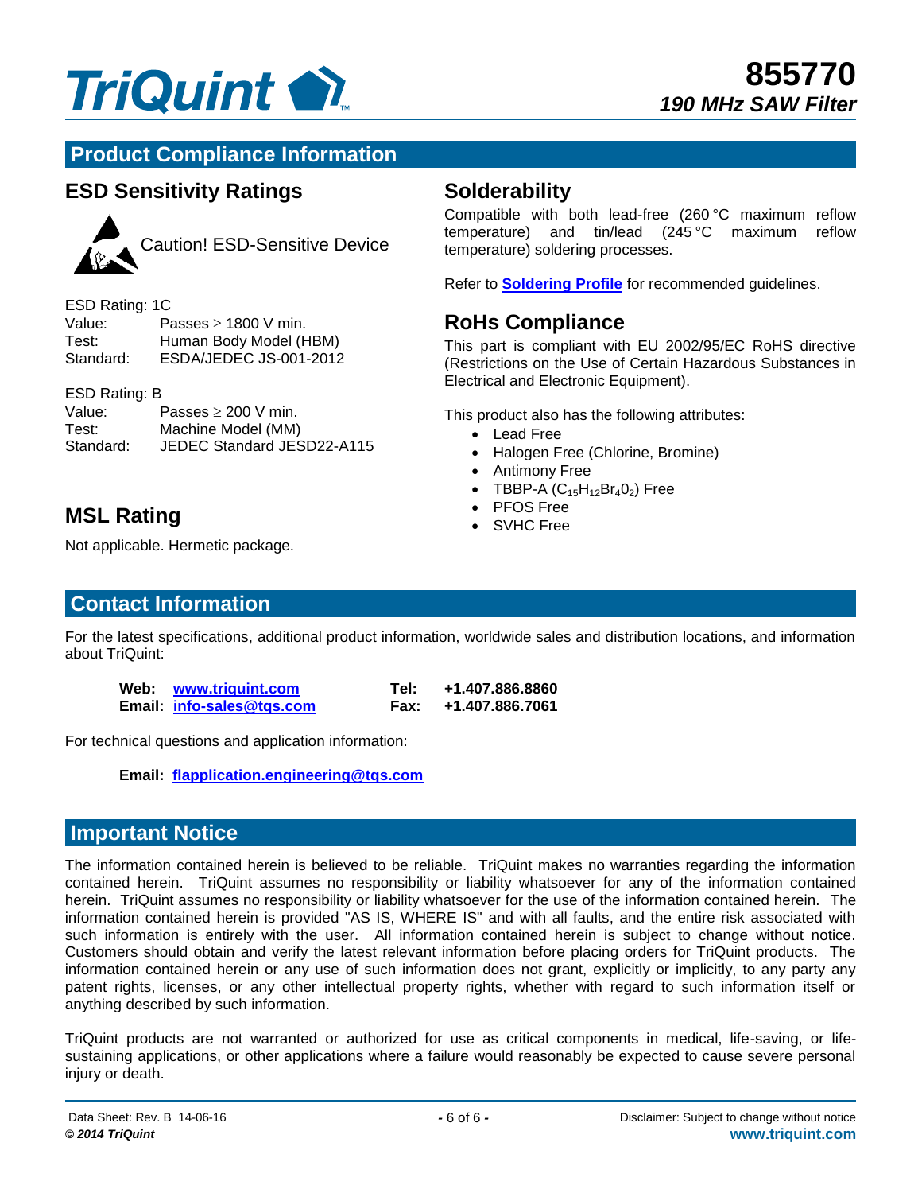## Product Compliance Information

### ESD Sensitivity Ratings

Caution! ESD-Sensitive Device

ESD Rating: 1C
Value: Passes ≥ 1800 V min.
Test: Human Body Model (HBM)
Standard: ESDA/JEDEC JS-001-2012

ESD Rating: B
Value: Passes ≥ 200 V min.
Test: Machine Model (MM)
Standard: JEDEC Standard JESD22-A115

### MSL Rating

Not applicable. Hermetic package.

### Solderability

Compatible with both lead-free (260 °C maximum reflow temperature) and tin/lead (245 °C maximum reflow temperature) soldering processes.

Refer to **Soldering Profile** for recommended guidelines.

### RoHs Compliance

This part is compliant with EU 2002/95/EC RoHS directive (Restrictions on the Use of Certain Hazardous Substances in Electrical and Electronic Equipment).

This product also has the following attributes:

- Lead Free
- Halogen Free (Chlorine, Bromine)
- Antimony Free
- TBBP-A ($C_{15}H_{12}Br_4O_2$) Free
- PFOS Free
- SVHC Free

## Contact Information

For the latest specifications, additional product information, worldwide sales and distribution locations, and information about TriQuint:

**Web:** www.triquint.com **Tel:** **+1.407.886.8860**
**Email:** info-sales@tqs.com **Fax:** **+1.407.886.7061**

For technical questions and application information:

**Email:** flapplication.engineering@tqs.com

## Important Notice

The information contained herein is believed to be reliable. TriQuint makes no warranties regarding the information contained herein. TriQuint assumes no responsibility or liability whatsoever for any of the information contained herein. TriQuint assumes no responsibility or liability whatsoever for the use of the information contained herein. The information contained herein is provided "AS IS, WHERE IS" and with all faults, and the entire risk associated with such information is entirely with the user. All information contained herein is subject to change without notice. Customers should obtain and verify the latest relevant information before placing orders for TriQuint products. The information contained herein or any use of such information does not grant, explicitly or implicitly, to any party any patent rights, licenses, or any other intellectual property rights, whether with regard to such information itself or anything described by such information.

TriQuint products are not warranted or authorized for use as critical components in medical, life-saving, or life-sustaining applications, or other applications where a failure would reasonably be expected to cause severe personal injury or death.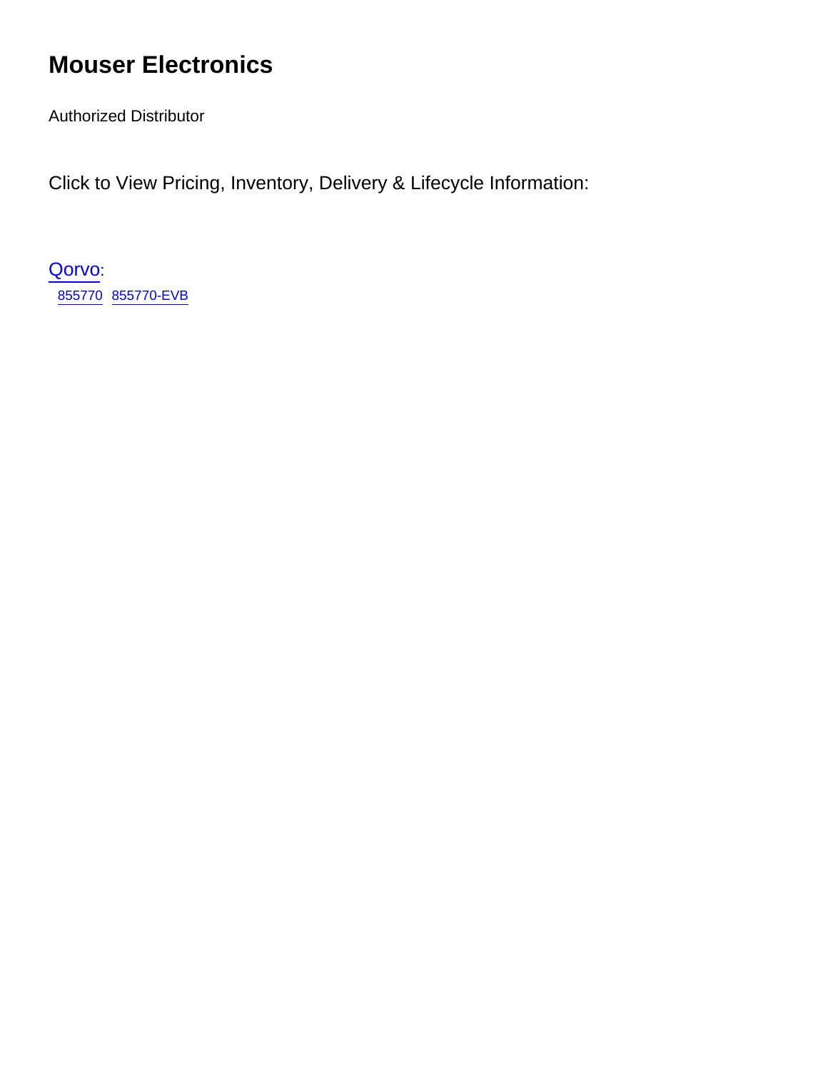# Mouser Electronics

Authorized Distributor

Click to View Pricing, Inventory, Delivery & Lifecycle Information:

Qorvo:

855770 855770-EVB